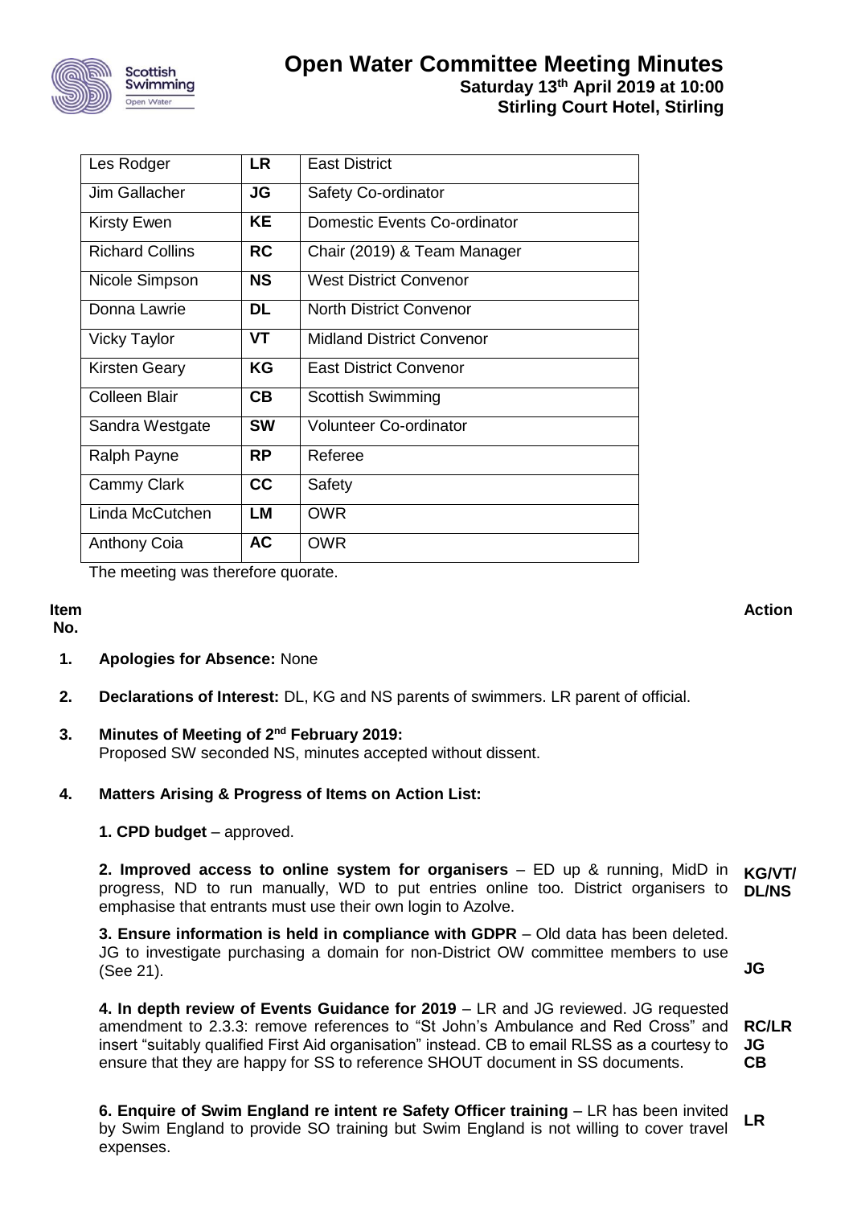# Open Water Committee Meeting Minutes

**Saturday 13th April 2019 at 10:00**
**Stirling Court Hotel, Stirling**

| Name | Initials | Role |
|---|---|---|
| Les Rodger | **LR** | East District |
| Jim Gallacher | **JG** | Safety Co-ordinator |
| Kirsty Ewen | **KE** | Domestic Events Co-ordinator |
| Richard Collins | **RC** | Chair (2019) & Team Manager |
| Nicole Simpson | **NS** | West District Convenor |
| Donna Lawrie | **DL** | North District Convenor |
| Vicky Taylor | **VT** | Midland District Convenor |
| Kirsten Geary | **KG** | East District Convenor |
| Colleen Blair | **CB** | Scottish Swimming |
| Sandra Westgate | **SW** | Volunteer Co-ordinator |
| Ralph Payne | **RP** | Referee |
| Cammy Clark | **CC** | Safety |
| Linda McCutchen | **LM** | OWR |
| Anthony Coia | **AC** | OWR |

The meeting was therefore quorate.

| Item No. | | Action |
|---|---|---|
| **1.** | **Apologies for Absence:** None | |
| **2.** | **Declarations of Interest:** DL, KG and NS parents of swimmers. LR parent of official. | |
| **3.** | **Minutes of Meeting of 2nd February 2019:** Proposed SW seconded NS, minutes accepted without dissent. | |
| **4.** | **Matters Arising & Progress of Items on Action List:** | |
| | **1. CPD budget** – approved. | |
| | **2. Improved access to online system for organisers** – ED up & running, MidD in progress, ND to run manually, WD to put entries online too. District organisers to emphasise that entrants must use their own login to Azolve. | **KG/VT/ DL/NS** |
| | **3. Ensure information is held in compliance with GDPR** – Old data has been deleted. JG to investigate purchasing a domain for non-District OW committee members to use (See 21). | **JG** |
| | **4. In depth review of Events Guidance for 2019** – LR and JG reviewed. JG requested amendment to 2.3.3: remove references to "St John's Ambulance and Red Cross" and insert "suitably qualified First Aid organisation" instead. CB to email RLSS as a courtesy to ensure that they are happy for SS to reference SHOUT document in SS documents. | **RC/LR JG CB** |
| | **6. Enquire of Swim England re intent re Safety Officer training** – LR has been invited by Swim England to provide SO training but Swim England is not willing to cover travel expenses. | **LR** |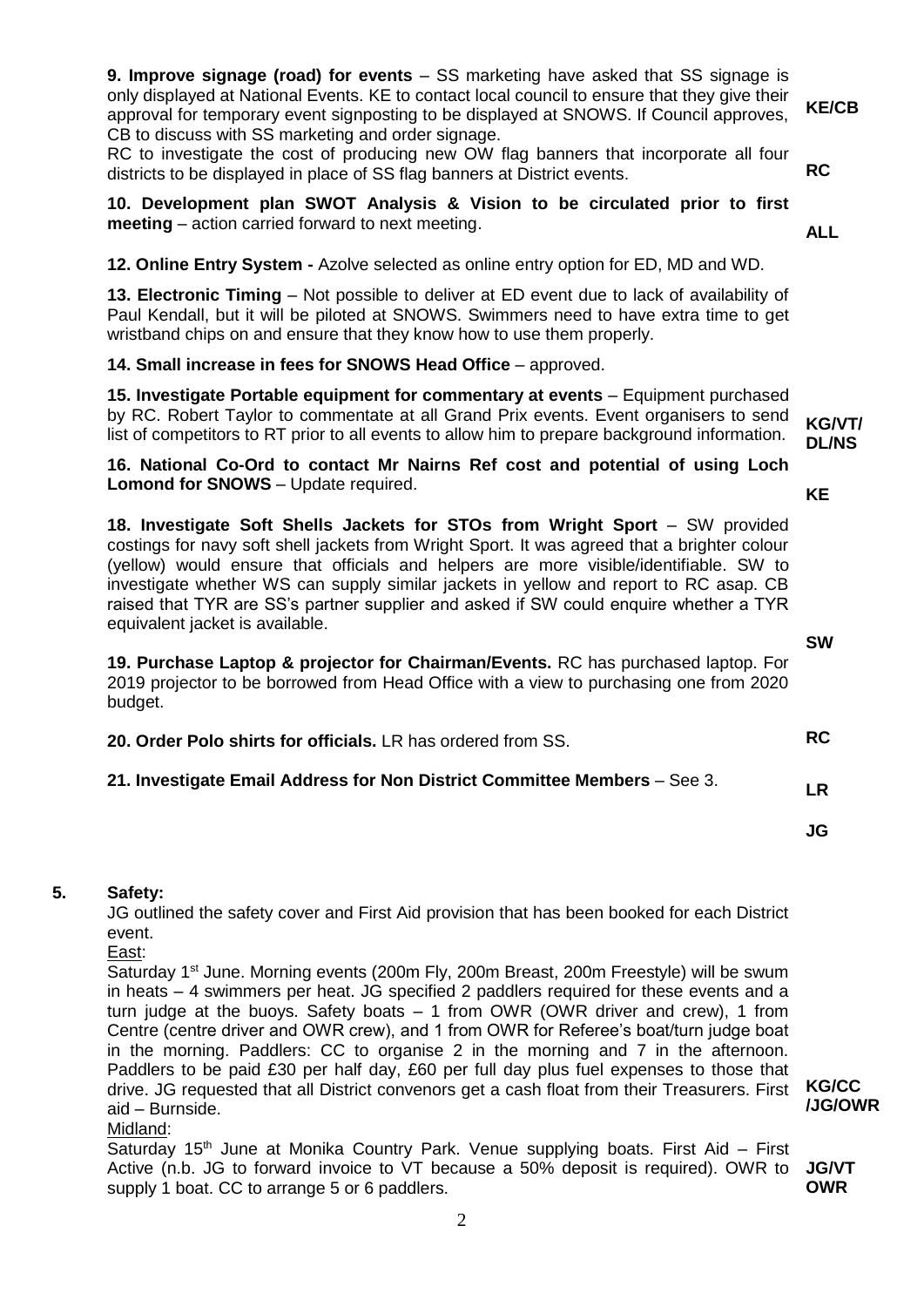**9. Improve signage (road) for events** – SS marketing have asked that SS signage is only displayed at National Events. KE to contact local council to ensure that they give their approval for temporary event signposting to be displayed at SNOWS. If Council approves, CB to discuss with SS marketing and order signage. **KE/CB**

RC to investigate the cost of producing new OW flag banners that incorporate all four districts to be displayed in place of SS flag banners at District events. **RC**

**10. Development plan SWOT Analysis & Vision to be circulated prior to first meeting** – action carried forward to next meeting. **ALL**

**12. Online Entry System -** Azolve selected as online entry option for ED, MD and WD.

**13. Electronic Timing** – Not possible to deliver at ED event due to lack of availability of Paul Kendall, but it will be piloted at SNOWS. Swimmers need to have extra time to get wristband chips on and ensure that they know how to use them properly.

**14. Small increase in fees for SNOWS Head Office** – approved.

**15. Investigate Portable equipment for commentary at events** – Equipment purchased by RC. Robert Taylor to commentate at all Grand Prix events. Event organisers to send list of competitors to RT prior to all events to allow him to prepare background information. **KG/VT/DL/NS**

**16. National Co-Ord to contact Mr Nairns Ref cost and potential of using Loch Lomond for SNOWS** – Update required. **KE**

**18. Investigate Soft Shells Jackets for STOs from Wright Sport** – SW provided costings for navy soft shell jackets from Wright Sport. It was agreed that a brighter colour (yellow) would ensure that officials and helpers are more visible/identifiable. SW to investigate whether WS can supply similar jackets in yellow and report to RC asap. CB raised that TYR are SS's partner supplier and asked if SW could enquire whether a TYR equivalent jacket is available. **SW**

**19. Purchase Laptop & projector for Chairman/Events.** RC has purchased laptop. For 2019 projector to be borrowed from Head Office with a view to purchasing one from 2020 budget. **RC**

**20. Order Polo shirts for officials.** LR has ordered from SS. **LR**

**21. Investigate Email Address for Non District Committee Members** – See 3. **JG**

**5. Safety:**

JG outlined the safety cover and First Aid provision that has been booked for each District event.

East:

Saturday 1st June. Morning events (200m Fly, 200m Breast, 200m Freestyle) will be swum in heats – 4 swimmers per heat. JG specified 2 paddlers required for these events and a turn judge at the buoys. Safety boats – 1 from OWR (OWR driver and crew), 1 from Centre (centre driver and OWR crew), and 1 from OWR for Referee's boat/turn judge boat in the morning. Paddlers: CC to organise 2 in the morning and 7 in the afternoon. Paddlers to be paid £30 per half day, £60 per full day plus fuel expenses to those that drive. JG requested that all District convenors get a cash float from their Treasurers. First aid – Burnside. **KG/CC/JG/OWR**

Midland:

Saturday 15th June at Monika Country Park. Venue supplying boats. First Aid – First Active (n.b. JG to forward invoice to VT because a 50% deposit is required). OWR to supply 1 boat. CC to arrange 5 or 6 paddlers. **JG/VT OWR**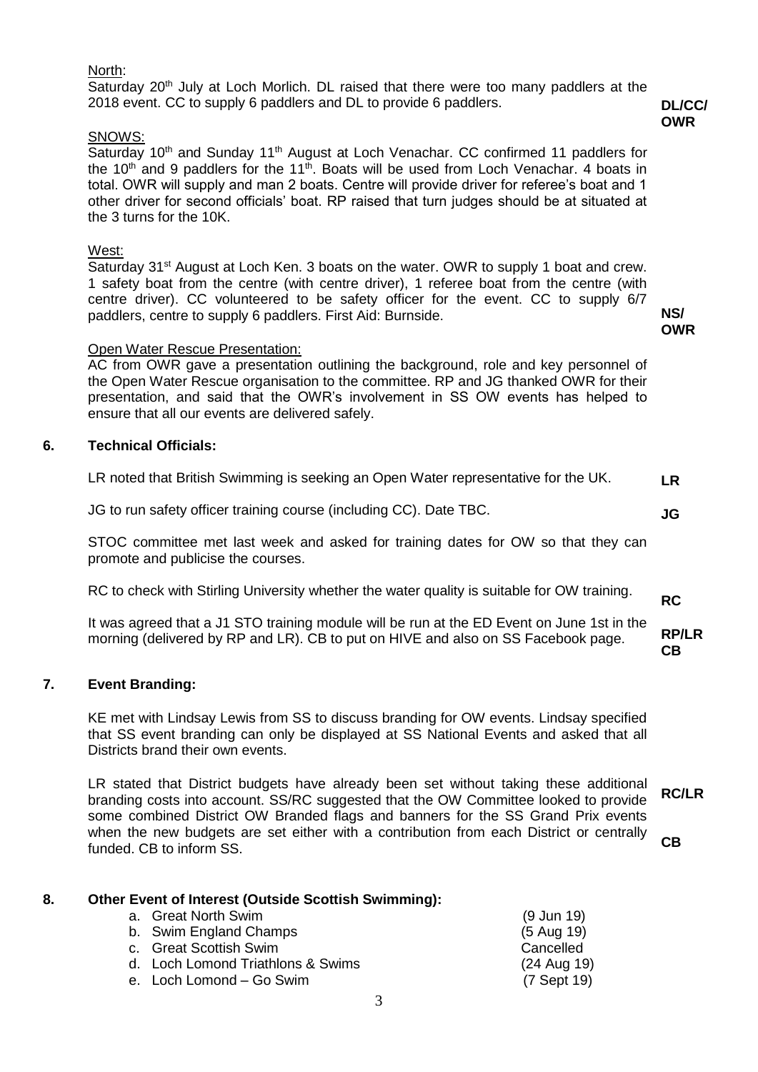North:

Saturday 20th July at Loch Morlich. DL raised that there were too many paddlers at the 2018 event. CC to supply 6 paddlers and DL to provide 6 paddlers. **DL/CC/OWR**

SNOWS:

Saturday 10th and Sunday 11th August at Loch Venachar. CC confirmed 11 paddlers for the 10th and 9 paddlers for the 11th. Boats will be used from Loch Venachar. 4 boats in total. OWR will supply and man 2 boats. Centre will provide driver for referee's boat and 1 other driver for second officials' boat. RP raised that turn judges should be at situated at the 3 turns for the 10K.

West:

Saturday 31st August at Loch Ken. 3 boats on the water. OWR to supply 1 boat and crew. 1 safety boat from the centre (with centre driver), 1 referee boat from the centre (with centre driver). CC volunteered to be safety officer for the event. CC to supply 6/7 paddlers, centre to supply 6 paddlers. First Aid: Burnside. **NS/OWR**

Open Water Rescue Presentation:

AC from OWR gave a presentation outlining the background, role and key personnel of the Open Water Rescue organisation to the committee. RP and JG thanked OWR for their presentation, and said that the OWR's involvement in SS OW events has helped to ensure that all our events are delivered safely.

## 6. Technical Officials:

LR noted that British Swimming is seeking an Open Water representative for the UK. **LR**

JG to run safety officer training course (including CC). Date TBC. **JG**

STOC committee met last week and asked for training dates for OW so that they can promote and publicise the courses.

RC to check with Stirling University whether the water quality is suitable for OW training. **RC**

It was agreed that a J1 STO training module will be run at the ED Event on June 1st in the morning (delivered by RP and LR). CB to put on HIVE and also on SS Facebook page. **RP/LR CB**

## 7. Event Branding:

KE met with Lindsay Lewis from SS to discuss branding for OW events. Lindsay specified that SS event branding can only be displayed at SS National Events and asked that all Districts brand their own events.

LR stated that District budgets have already been set without taking these additional branding costs into account. SS/RC suggested that the OW Committee looked to provide some combined District OW Branded flags and banners for the SS Grand Prix events when the new budgets are set either with a contribution from each District or centrally funded. CB to inform SS. **RC/LR CB**

## 8. Other Event of Interest (Outside Scottish Swimming):

a. Great North Swim (9 Jun 19)
b. Swim England Champs (5 Aug 19)
c. Great Scottish Swim Cancelled
d. Loch Lomond Triathlons & Swims (24 Aug 19)
e. Loch Lomond – Go Swim (7 Sept 19)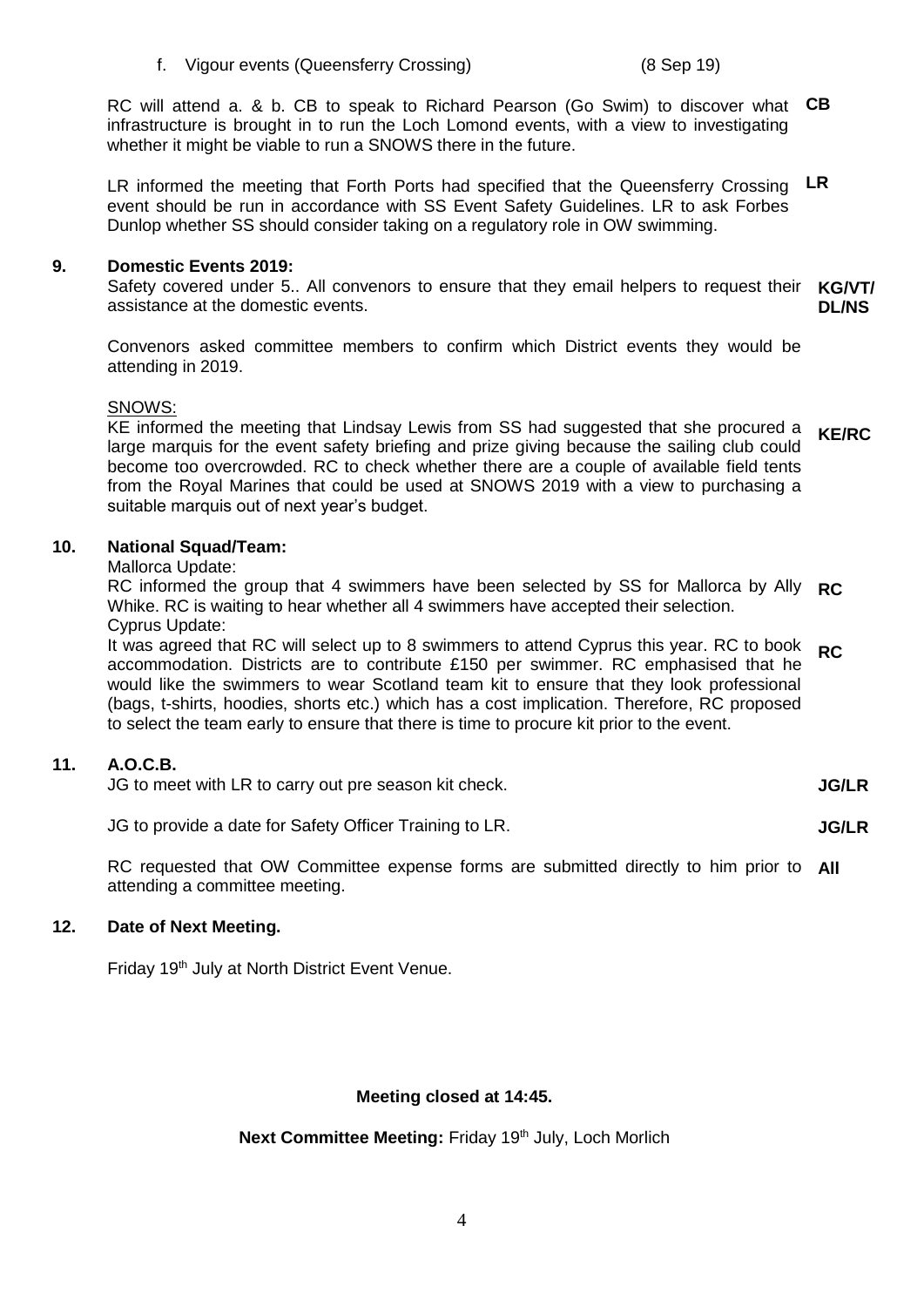f. Vigour events (Queensferry Crossing) (8 Sep 19)

RC will attend a. & b. CB to speak to Richard Pearson (Go Swim) to discover what infrastructure is brought in to run the Loch Lomond events, with a view to investigating whether it might be viable to run a SNOWS there in the future. **CB**

LR informed the meeting that Forth Ports had specified that the Queensferry Crossing event should be run in accordance with SS Event Safety Guidelines. LR to ask Forbes Dunlop whether SS should consider taking on a regulatory role in OW swimming. **LR**

## 9. Domestic Events 2019:

Safety covered under 5.. All convenors to ensure that they email helpers to request their assistance at the domestic events. **KG/VT/DL/NS**

Convenors asked committee members to confirm which District events they would be attending in 2019.

SNOWS:

KE informed the meeting that Lindsay Lewis from SS had suggested that she procured a large marquis for the event safety briefing and prize giving because the sailing club could become too overcrowded. RC to check whether there are a couple of available field tents from the Royal Marines that could be used at SNOWS 2019 with a view to purchasing a suitable marquis out of next year's budget. **KE/RC**

## 10. National Squad/Team:

Mallorca Update:

RC informed the group that 4 swimmers have been selected by SS for Mallorca by Ally Whike. RC is waiting to hear whether all 4 swimmers have accepted their selection. **RC**

Cyprus Update:

It was agreed that RC will select up to 8 swimmers to attend Cyprus this year. RC to book accommodation. Districts are to contribute £150 per swimmer. RC emphasised that he would like the swimmers to wear Scotland team kit to ensure that they look professional (bags, t-shirts, hoodies, shorts etc.) which has a cost implication. Therefore, RC proposed to select the team early to ensure that there is time to procure kit prior to the event. **RC**

## 11. A.O.C.B.

JG to meet with LR to carry out pre season kit check. **JG/LR**

JG to provide a date for Safety Officer Training to LR. **JG/LR**

RC requested that OW Committee expense forms are submitted directly to him prior to attending a committee meeting. **All**

## 12. Date of Next Meeting.

Friday 19th July at North District Event Venue.

**Meeting closed at 14:45.**

**Next Committee Meeting:** Friday 19th July, Loch Morlich